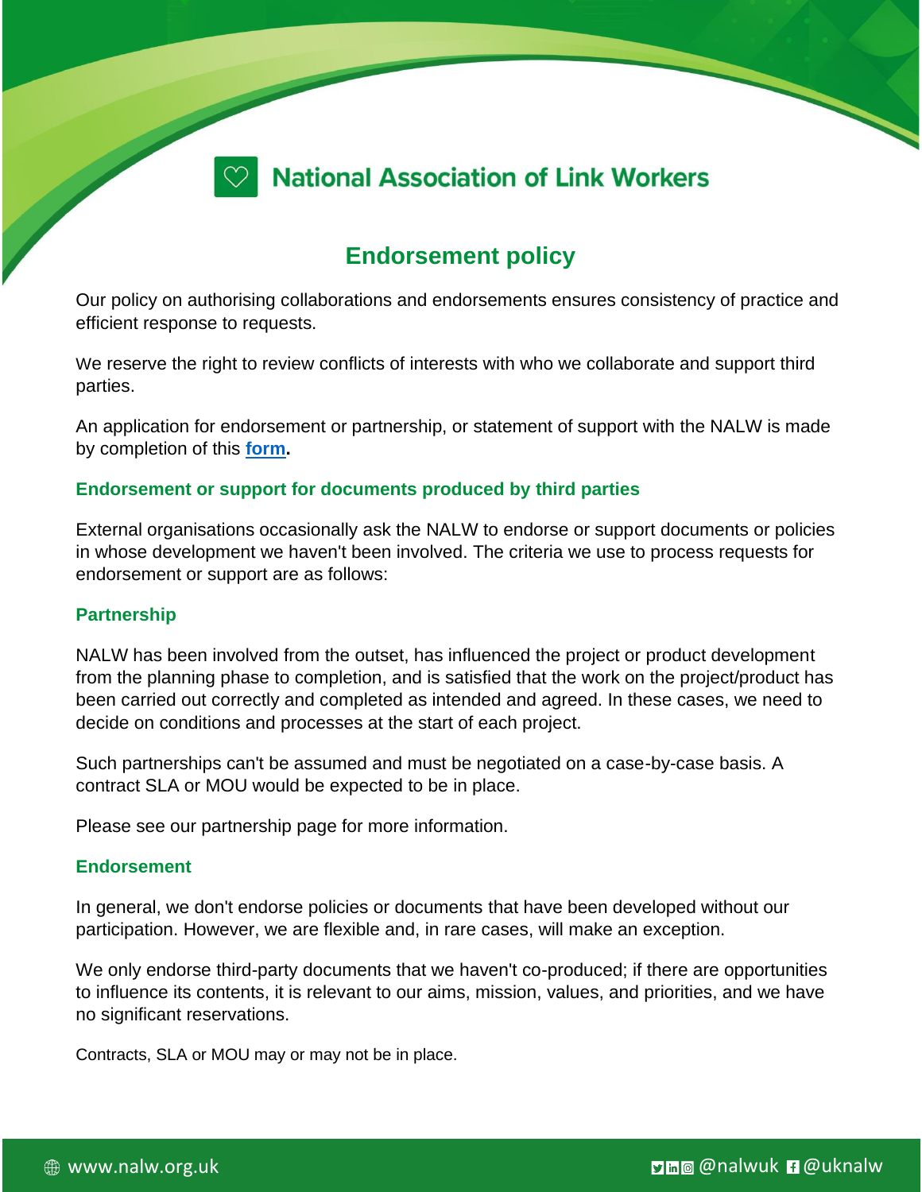National Association of Link Workers

# Endorsement policy

Our policy on authorising collaborations and endorsements ensures consistency of practice and efficient response to requests.

We reserve the right to review conflicts of interests with who we collaborate and support third parties.

An application for endorsement or partnership, or statement of support with the NALW is made by completion of this **form.**

## Endorsement or support for documents produced by third parties

External organisations occasionally ask the NALW to endorse or support documents or policies in whose development we haven't been involved. The criteria we use to process requests for endorsement or support are as follows:

## Partnership

NALW has been involved from the outset, has influenced the project or product development from the planning phase to completion, and is satisfied that the work on the project/product has been carried out correctly and completed as intended and agreed. In these cases, we need to decide on conditions and processes at the start of each project.

Such partnerships can't be assumed and must be negotiated on a case-by-case basis. A contract SLA or MOU would be expected to be in place.

Please see our partnership page for more information.

## Endorsement

In general, we don't endorse policies or documents that have been developed without our participation. However, we are flexible and, in rare cases, will make an exception.

We only endorse third-party documents that we haven't co-produced; if there are opportunities to influence its contents, it is relevant to our aims, mission, values, and priorities, and we have no significant reservations.

Contracts, SLA or MOU may or may not be in place.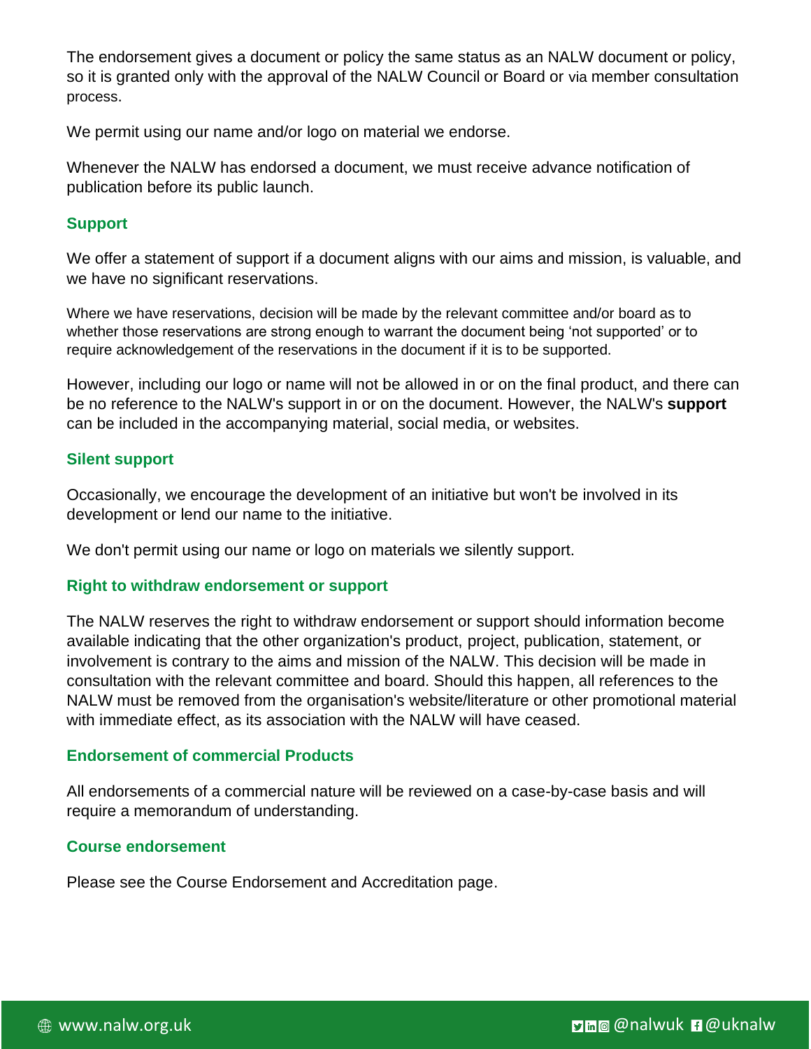The endorsement gives a document or policy the same status as an NALW document or policy, so it is granted only with the approval of the NALW Council or Board or via member consultation process.

We permit using our name and/or logo on material we endorse.

Whenever the NALW has endorsed a document, we must receive advance notification of publication before its public launch.

### Support

We offer a statement of support if a document aligns with our aims and mission, is valuable, and we have no significant reservations.

Where we have reservations, decision will be made by the relevant committee and/or board as to whether those reservations are strong enough to warrant the document being 'not supported' or to require acknowledgement of the reservations in the document if it is to be supported.

However, including our logo or name will not be allowed in or on the final product, and there can be no reference to the NALW's support in or on the document. However, the NALW's **support** can be included in the accompanying material, social media, or websites.

### Silent support

Occasionally, we encourage the development of an initiative but won't be involved in its development or lend our name to the initiative.

We don't permit using our name or logo on materials we silently support.

### Right to withdraw endorsement or support

The NALW reserves the right to withdraw endorsement or support should information become available indicating that the other organization's product, project, publication, statement, or involvement is contrary to the aims and mission of the NALW. This decision will be made in consultation with the relevant committee and board. Should this happen, all references to the NALW must be removed from the organisation's website/literature or other promotional material with immediate effect, as its association with the NALW will have ceased.

### Endorsement of commercial Products

All endorsements of a commercial nature will be reviewed on a case-by-case basis and will require a memorandum of understanding.

### Course endorsement

Please see the Course Endorsement and Accreditation page.